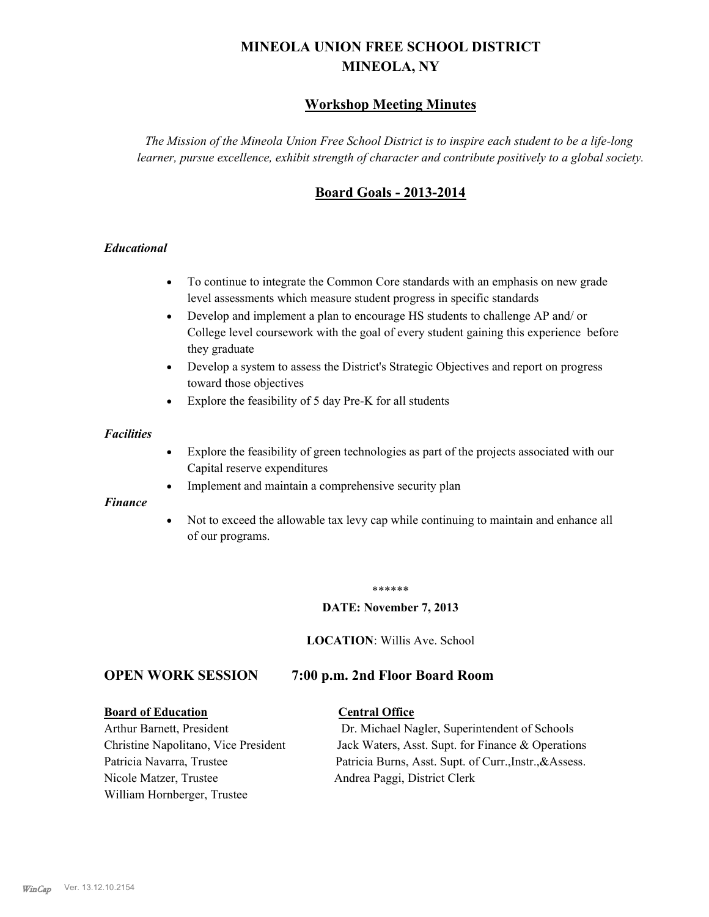# MINEOLA UNION FREE SCHOOL DISTRICT
# MINEOLA, NY

## Workshop Meeting Minutes

*The Mission of the Mineola Union Free School District is to inspire each student to be a life-long learner, pursue excellence, exhibit strength of character and contribute positively to a global society.*

## Board Goals - 2013-2014

### *Educational*

- To continue to integrate the Common Core standards with an emphasis on new grade level assessments which measure student progress in specific standards
- Develop and implement a plan to encourage HS students to challenge AP and/ or College level coursework with the goal of every student gaining this experience before they graduate
- Develop a system to assess the District's Strategic Objectives and report on progress toward those objectives
- Explore the feasibility of 5 day Pre-K for all students

### *Facilities*

- Explore the feasibility of green technologies as part of the projects associated with our Capital reserve expenditures
- Implement and maintain a comprehensive security plan

### *Finance*

- Not to exceed the allowable tax levy cap while continuing to maintain and enhance all of our programs.

******

**DATE: November 7, 2013**

**LOCATION**: Willis Ave. School

## OPEN WORK SESSION 7:00 p.m. 2nd Floor Board Room

| **Board of Education** | **Central Office** |
|---|---|
| Arthur Barnett, President | Dr. Michael Nagler, Superintendent of Schools |
| Christine Napolitano, Vice President | Jack Waters, Asst. Supt. for Finance & Operations |
| Patricia Navarra, Trustee | Patricia Burns, Asst. Supt. of Curr.,Instr.,&Assess. |
| Nicole Matzer, Trustee | Andrea Paggi, District Clerk |
| William Hornberger, Trustee | |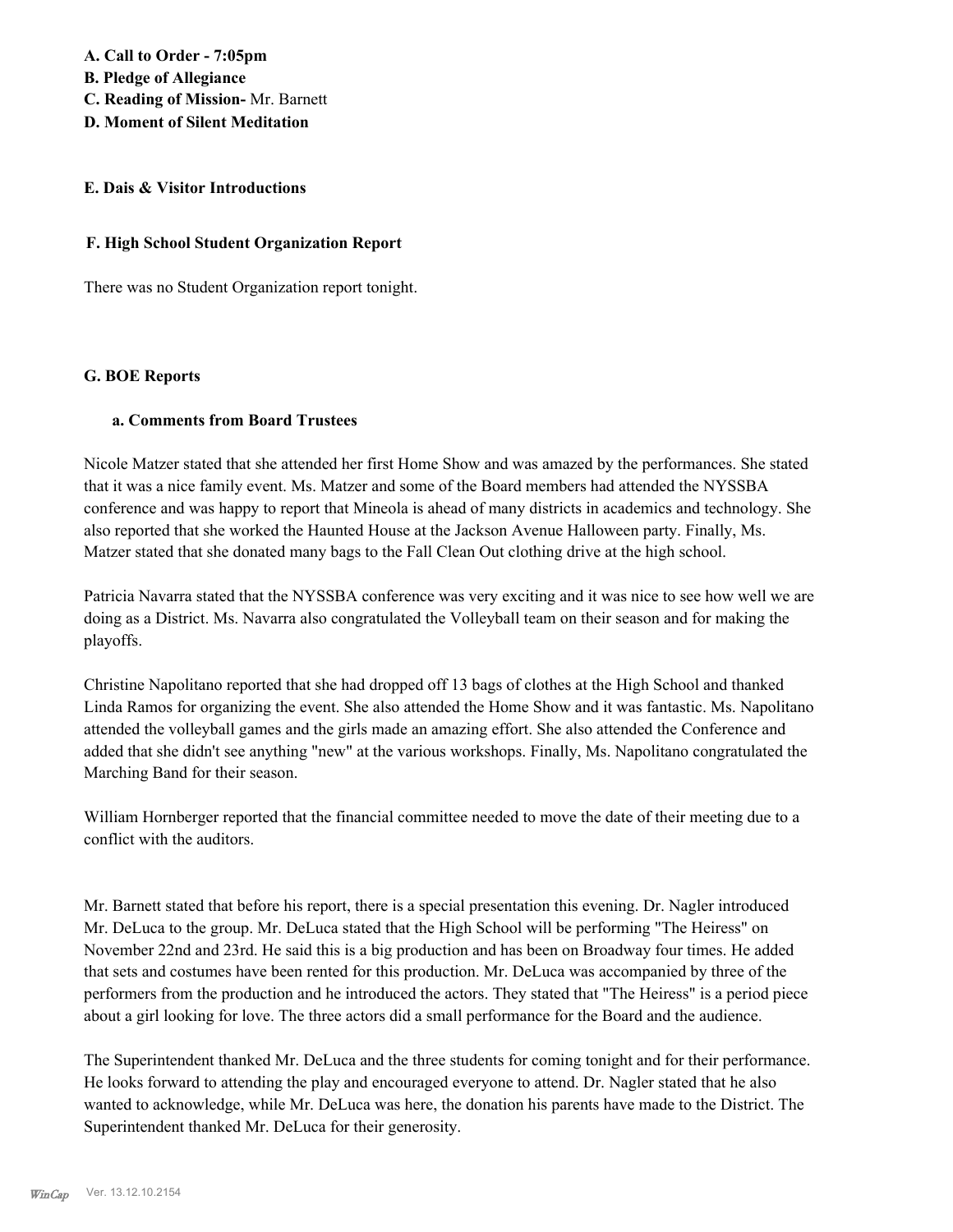**A. Call to Order - 7:05pm**
**B. Pledge of Allegiance**
**C. Reading of Mission-** Mr. Barnett
**D. Moment of Silent Meditation**

**E. Dais & Visitor Introductions**

**F. High School Student Organization Report**

There was no Student Organization report tonight.

**G. BOE Reports**

**a. Comments from Board Trustees**

Nicole Matzer stated that she attended her first Home Show and was amazed by the performances. She stated that it was a nice family event. Ms. Matzer and some of the Board members had attended the NYSSBA conference and was happy to report that Mineola is ahead of many districts in academics and technology. She also reported that she worked the Haunted House at the Jackson Avenue Halloween party. Finally, Ms. Matzer stated that she donated many bags to the Fall Clean Out clothing drive at the high school.

Patricia Navarra stated that the NYSSBA conference was very exciting and it was nice to see how well we are doing as a District. Ms. Navarra also congratulated the Volleyball team on their season and for making the playoffs.

Christine Napolitano reported that she had dropped off 13 bags of clothes at the High School and thanked Linda Ramos for organizing the event. She also attended the Home Show and it was fantastic. Ms. Napolitano attended the volleyball games and the girls made an amazing effort. She also attended the Conference and added that she didn't see anything "new" at the various workshops. Finally, Ms. Napolitano congratulated the Marching Band for their season.

William Hornberger reported that the financial committee needed to move the date of their meeting due to a conflict with the auditors.

Mr. Barnett stated that before his report, there is a special presentation this evening. Dr. Nagler introduced Mr. DeLuca to the group. Mr. DeLuca stated that the High School will be performing "The Heiress" on November 22nd and 23rd. He said this is a big production and has been on Broadway four times. He added that sets and costumes have been rented for this production. Mr. DeLuca was accompanied by three of the performers from the production and he introduced the actors. They stated that "The Heiress" is a period piece about a girl looking for love. The three actors did a small performance for the Board and the audience.

The Superintendent thanked Mr. DeLuca and the three students for coming tonight and for their performance. He looks forward to attending the play and encouraged everyone to attend. Dr. Nagler stated that he also wanted to acknowledge, while Mr. DeLuca was here, the donation his parents have made to the District. The Superintendent thanked Mr. DeLuca for their generosity.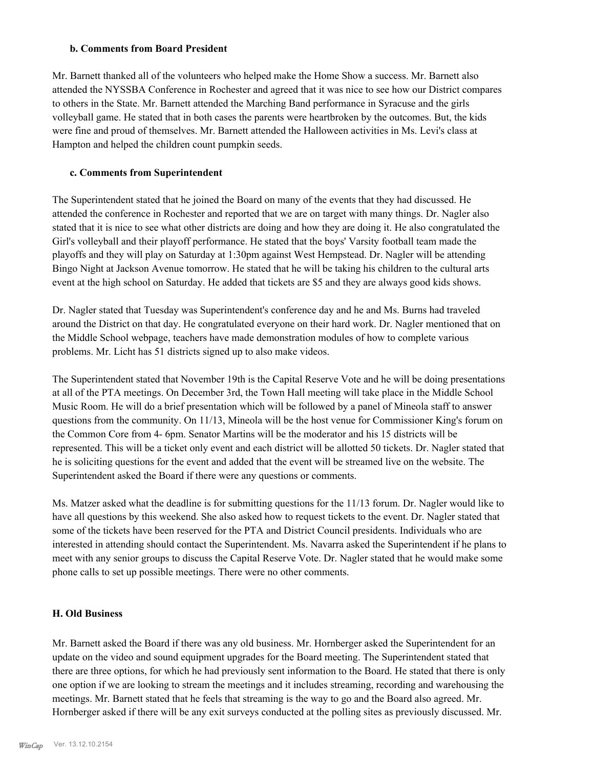### b. Comments from Board President

Mr. Barnett thanked all of the volunteers who helped make the Home Show a success. Mr. Barnett also attended the NYSSBA Conference in Rochester and agreed that it was nice to see how our District compares to others in the State. Mr. Barnett attended the Marching Band performance in Syracuse and the girls volleyball game. He stated that in both cases the parents were heartbroken by the outcomes. But, the kids were fine and proud of themselves. Mr. Barnett attended the Halloween activities in Ms. Levi's class at Hampton and helped the children count pumpkin seeds.

### c. Comments from Superintendent

The Superintendent stated that he joined the Board on many of the events that they had discussed. He attended the conference in Rochester and reported that we are on target with many things. Dr. Nagler also stated that it is nice to see what other districts are doing and how they are doing it. He also congratulated the Girl's volleyball and their playoff performance. He stated that the boys' Varsity football team made the playoffs and they will play on Saturday at 1:30pm against West Hempstead. Dr. Nagler will be attending Bingo Night at Jackson Avenue tomorrow. He stated that he will be taking his children to the cultural arts event at the high school on Saturday. He added that tickets are $5 and they are always good kids shows.

Dr. Nagler stated that Tuesday was Superintendent's conference day and he and Ms. Burns had traveled around the District on that day. He congratulated everyone on their hard work. Dr. Nagler mentioned that on the Middle School webpage, teachers have made demonstration modules of how to complete various problems. Mr. Licht has 51 districts signed up to also make videos.

The Superintendent stated that November 19th is the Capital Reserve Vote and he will be doing presentations at all of the PTA meetings. On December 3rd, the Town Hall meeting will take place in the Middle School Music Room. He will do a brief presentation which will be followed by a panel of Mineola staff to answer questions from the community. On 11/13, Mineola will be the host venue for Commissioner King's forum on the Common Core from 4- 6pm. Senator Martins will be the moderator and his 15 districts will be represented. This will be a ticket only event and each district will be allotted 50 tickets. Dr. Nagler stated that he is soliciting questions for the event and added that the event will be streamed live on the website. The Superintendent asked the Board if there were any questions or comments.

Ms. Matzer asked what the deadline is for submitting questions for the 11/13 forum. Dr. Nagler would like to have all questions by this weekend. She also asked how to request tickets to the event. Dr. Nagler stated that some of the tickets have been reserved for the PTA and District Council presidents. Individuals who are interested in attending should contact the Superintendent. Ms. Navarra asked the Superintendent if he plans to meet with any senior groups to discuss the Capital Reserve Vote. Dr. Nagler stated that he would make some phone calls to set up possible meetings. There were no other comments.

## H. Old Business

Mr. Barnett asked the Board if there was any old business. Mr. Hornberger asked the Superintendent for an update on the video and sound equipment upgrades for the Board meeting. The Superintendent stated that there are three options, for which he had previously sent information to the Board. He stated that there is only one option if we are looking to stream the meetings and it includes streaming, recording and warehousing the meetings. Mr. Barnett stated that he feels that streaming is the way to go and the Board also agreed. Mr. Hornberger asked if there will be any exit surveys conducted at the polling sites as previously discussed. Mr.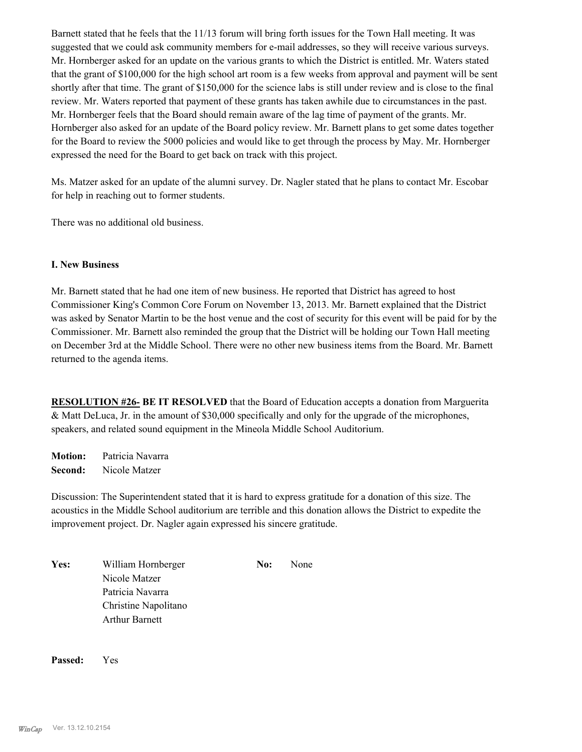Barnett stated that he feels that the 11/13 forum will bring forth issues for the Town Hall meeting. It was suggested that we could ask community members for e-mail addresses, so they will receive various surveys. Mr. Hornberger asked for an update on the various grants to which the District is entitled. Mr. Waters stated that the grant of $100,000 for the high school art room is a few weeks from approval and payment will be sent shortly after that time. The grant of $150,000 for the science labs is still under review and is close to the final review. Mr. Waters reported that payment of these grants has taken awhile due to circumstances in the past. Mr. Hornberger feels that the Board should remain aware of the lag time of payment of the grants. Mr. Hornberger also asked for an update of the Board policy review. Mr. Barnett plans to get some dates together for the Board to review the 5000 policies and would like to get through the process by May. Mr. Hornberger expressed the need for the Board to get back on track with this project.

Ms. Matzer asked for an update of the alumni survey. Dr. Nagler stated that he plans to contact Mr. Escobar for help in reaching out to former students.

There was no additional old business.

**I. New Business**

Mr. Barnett stated that he had one item of new business. He reported that District has agreed to host Commissioner King's Common Core Forum on November 13, 2013. Mr. Barnett explained that the District was asked by Senator Martin to be the host venue and the cost of security for this event will be paid for by the Commissioner. Mr. Barnett also reminded the group that the District will be holding our Town Hall meeting on December 3rd at the Middle School. There were no other new business items from the Board. Mr. Barnett returned to the agenda items.

**RESOLUTION #26- BE IT RESOLVED** that the Board of Education accepts a donation from Marguerita & Matt DeLuca, Jr. in the amount of $30,000 specifically and only for the upgrade of the microphones, speakers, and related sound equipment in the Mineola Middle School Auditorium.

**Motion:** Patricia Navarra
**Second:** Nicole Matzer

Discussion: The Superintendent stated that it is hard to express gratitude for a donation of this size. The acoustics in the Middle School auditorium are terrible and this donation allows the District to expedite the improvement project. Dr. Nagler again expressed his sincere gratitude.

**Yes:** William Hornberger
Nicole Matzer
Patricia Navarra
Christine Napolitano
Arthur Barnett

**No:** None

**Passed:** Yes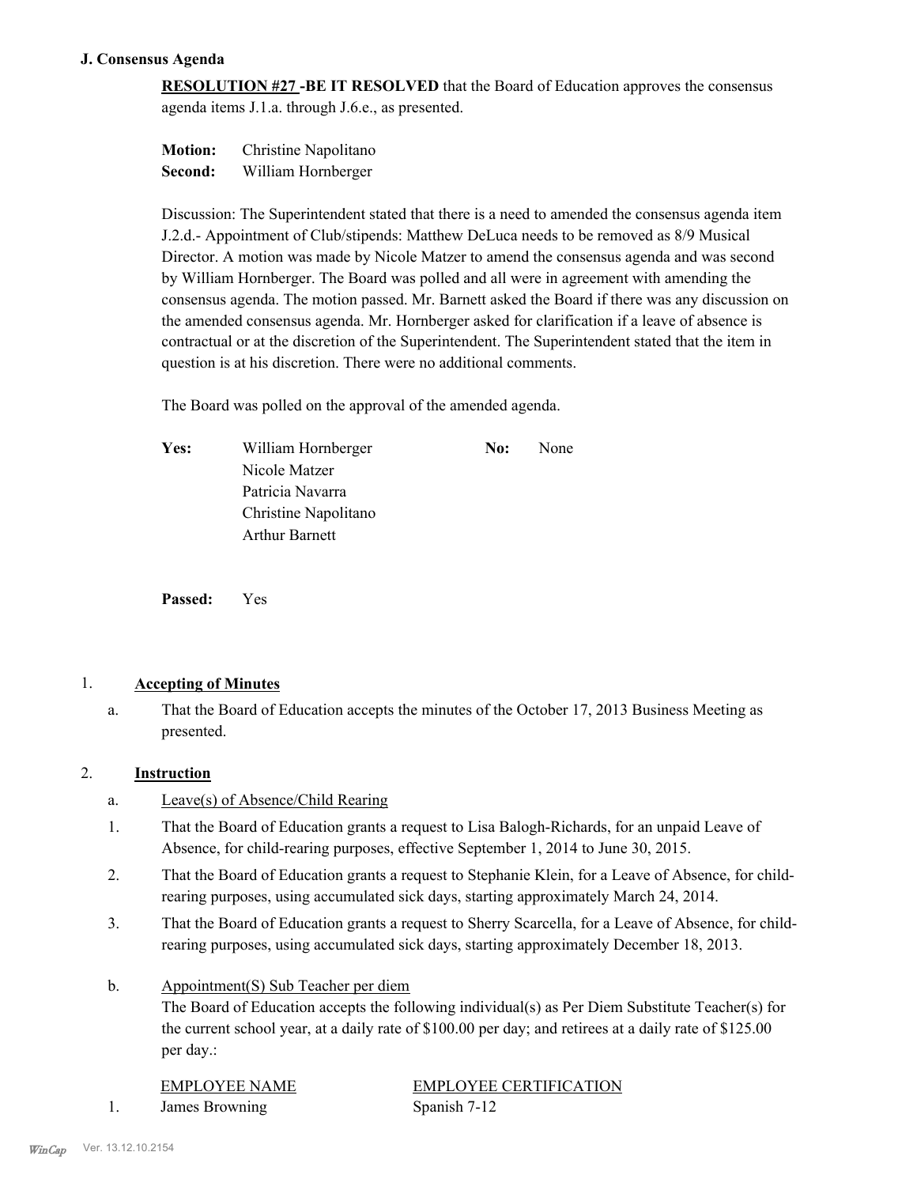### J. Consensus Agenda

**RESOLUTION #27 -BE IT RESOLVED** that the Board of Education approves the consensus agenda items J.1.a. through J.6.e., as presented.

**Motion:** Christine Napolitano
**Second:** William Hornberger

Discussion: The Superintendent stated that there is a need to amended the consensus agenda item J.2.d.- Appointment of Club/stipends: Matthew DeLuca needs to be removed as 8/9 Musical Director. A motion was made by Nicole Matzer to amend the consensus agenda and was second by William Hornberger. The Board was polled and all were in agreement with amending the consensus agenda. The motion passed. Mr. Barnett asked the Board if there was any discussion on the amended consensus agenda. Mr. Hornberger asked for clarification if a leave of absence is contractual or at the discretion of the Superintendent. The Superintendent stated that the item in question is at his discretion. There were no additional comments.

The Board was polled on the approval of the amended agenda.

| **Yes:** | | **No:** | |
|---|---|---|---|
| | William Hornberger | | None |
| | Nicole Matzer | | |
| | Patricia Navarra | | |
| | Christine Napolitano | | |
| | Arthur Barnett | | |

**Passed:** Yes

1. **Accepting of Minutes**
   a. That the Board of Education accepts the minutes of the October 17, 2013 Business Meeting as presented.

2. **Instruction**
   a. Leave(s) of Absence/Child Rearing
   1. That the Board of Education grants a request to Lisa Balogh-Richards, for an unpaid Leave of Absence, for child-rearing purposes, effective September 1, 2014 to June 30, 2015.
   2. That the Board of Education grants a request to Stephanie Klein, for a Leave of Absence, for child-rearing purposes, using accumulated sick days, starting approximately March 24, 2014.
   3. That the Board of Education grants a request to Sherry Scarcella, for a Leave of Absence, for child-rearing purposes, using accumulated sick days, starting approximately December 18, 2013.

   b. Appointment(S) Sub Teacher per diem
   The Board of Education accepts the following individual(s) as Per Diem Substitute Teacher(s) for the current school year, at a daily rate of $100.00 per day; and retirees at a daily rate of $125.00 per day.:

| | EMPLOYEE NAME | EMPLOYEE CERTIFICATION |
|---|---|---|
| 1. | James Browning | Spanish 7-12 |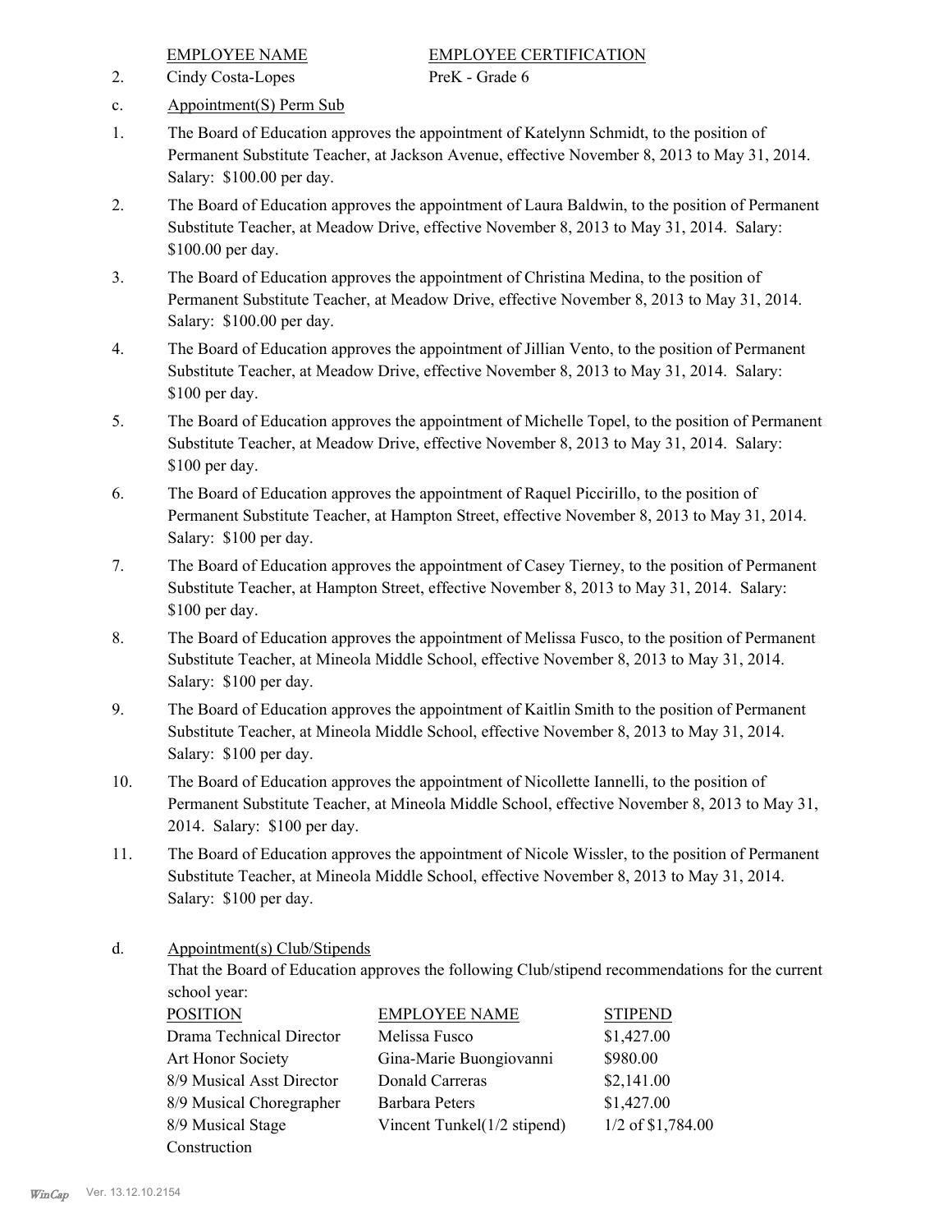| EMPLOYEE NAME | EMPLOYEE CERTIFICATION |
|---|---|
| 2. Cindy Costa-Lopes | PreK - Grade 6 |

c. Appointment(S) Perm Sub

1. The Board of Education approves the appointment of Katelynn Schmidt, to the position of Permanent Substitute Teacher, at Jackson Avenue, effective November 8, 2013 to May 31, 2014. Salary: $100.00 per day.

2. The Board of Education approves the appointment of Laura Baldwin, to the position of Permanent Substitute Teacher, at Meadow Drive, effective November 8, 2013 to May 31, 2014. Salary: $100.00 per day.

3. The Board of Education approves the appointment of Christina Medina, to the position of Permanent Substitute Teacher, at Meadow Drive, effective November 8, 2013 to May 31, 2014. Salary: $100.00 per day.

4. The Board of Education approves the appointment of Jillian Vento, to the position of Permanent Substitute Teacher, at Meadow Drive, effective November 8, 2013 to May 31, 2014. Salary: $100 per day.

5. The Board of Education approves the appointment of Michelle Topel, to the position of Permanent Substitute Teacher, at Meadow Drive, effective November 8, 2013 to May 31, 2014. Salary: $100 per day.

6. The Board of Education approves the appointment of Raquel Piccirillo, to the position of Permanent Substitute Teacher, at Hampton Street, effective November 8, 2013 to May 31, 2014. Salary: $100 per day.

7. The Board of Education approves the appointment of Casey Tierney, to the position of Permanent Substitute Teacher, at Hampton Street, effective November 8, 2013 to May 31, 2014. Salary: $100 per day.

8. The Board of Education approves the appointment of Melissa Fusco, to the position of Permanent Substitute Teacher, at Mineola Middle School, effective November 8, 2013 to May 31, 2014. Salary: $100 per day.

9. The Board of Education approves the appointment of Kaitlin Smith to the position of Permanent Substitute Teacher, at Mineola Middle School, effective November 8, 2013 to May 31, 2014. Salary: $100 per day.

10. The Board of Education approves the appointment of Nicollette Iannelli, to the position of Permanent Substitute Teacher, at Mineola Middle School, effective November 8, 2013 to May 31, 2014. Salary: $100 per day.

11. The Board of Education approves the appointment of Nicole Wissler, to the position of Permanent Substitute Teacher, at Mineola Middle School, effective November 8, 2013 to May 31, 2014. Salary: $100 per day.

d. Appointment(s) Club/Stipends

That the Board of Education approves the following Club/stipend recommendations for the current school year:

| POSITION | EMPLOYEE NAME | STIPEND |
|---|---|---|
| Drama Technical Director | Melissa Fusco | $1,427.00 |
| Art Honor Society | Gina-Marie Buongiovanni | $980.00 |
| 8/9 Musical Asst Director | Donald Carreras | $2,141.00 |
| 8/9 Musical Choregrapher | Barbara Peters | $1,427.00 |
| 8/9 Musical Stage Construction | Vincent Tunkel(1/2 stipend) | 1/2 of $1,784.00 |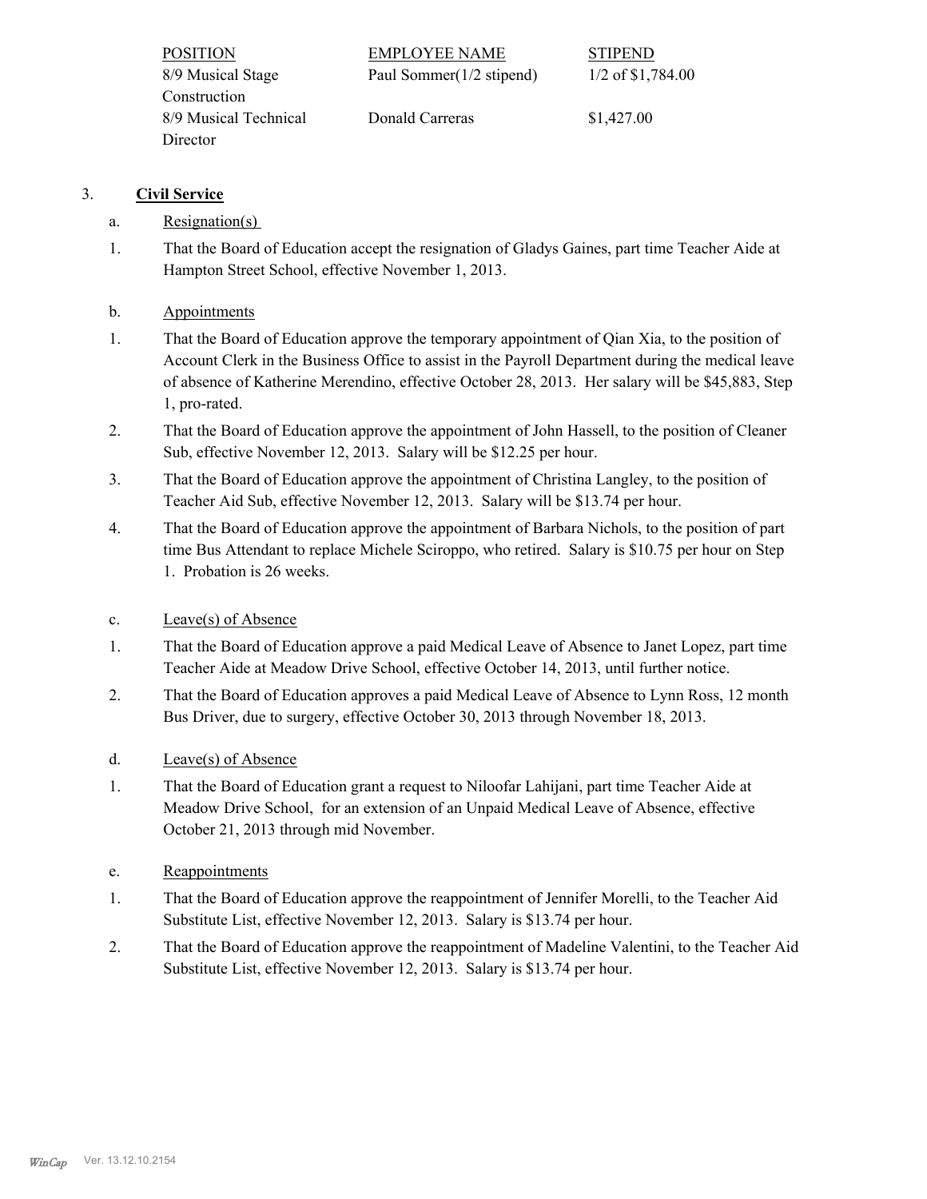| POSITION | EMPLOYEE NAME | STIPEND |
|---|---|---|
| 8/9 Musical Stage Construction | Paul Sommer(1/2 stipend) | 1/2 of $1,784.00 |
| 8/9 Musical Technical Director | Donald Carreras | $1,427.00 |

3. **Civil Service**

a. Resignation(s)

1. That the Board of Education accept the resignation of Gladys Gaines, part time Teacher Aide at Hampton Street School, effective November 1, 2013.

b. Appointments

1. That the Board of Education approve the temporary appointment of Qian Xia, to the position of Account Clerk in the Business Office to assist in the Payroll Department during the medical leave of absence of Katherine Merendino, effective October 28, 2013. Her salary will be $45,883, Step 1, pro-rated.

2. That the Board of Education approve the appointment of John Hassell, to the position of Cleaner Sub, effective November 12, 2013. Salary will be $12.25 per hour.

3. That the Board of Education approve the appointment of Christina Langley, to the position of Teacher Aid Sub, effective November 12, 2013. Salary will be $13.74 per hour.

4. That the Board of Education approve the appointment of Barbara Nichols, to the position of part time Bus Attendant to replace Michele Sciroppo, who retired. Salary is $10.75 per hour on Step 1. Probation is 26 weeks.

c. Leave(s) of Absence

1. That the Board of Education approve a paid Medical Leave of Absence to Janet Lopez, part time Teacher Aide at Meadow Drive School, effective October 14, 2013, until further notice.

2. That the Board of Education approves a paid Medical Leave of Absence to Lynn Ross, 12 month Bus Driver, due to surgery, effective October 30, 2013 through November 18, 2013.

d. Leave(s) of Absence

1. That the Board of Education grant a request to Niloofar Lahijani, part time Teacher Aide at Meadow Drive School, for an extension of an Unpaid Medical Leave of Absence, effective October 21, 2013 through mid November.

e. Reappointments

1. That the Board of Education approve the reappointment of Jennifer Morelli, to the Teacher Aid Substitute List, effective November 12, 2013. Salary is $13.74 per hour.

2. That the Board of Education approve the reappointment of Madeline Valentini, to the Teacher Aid Substitute List, effective November 12, 2013. Salary is $13.74 per hour.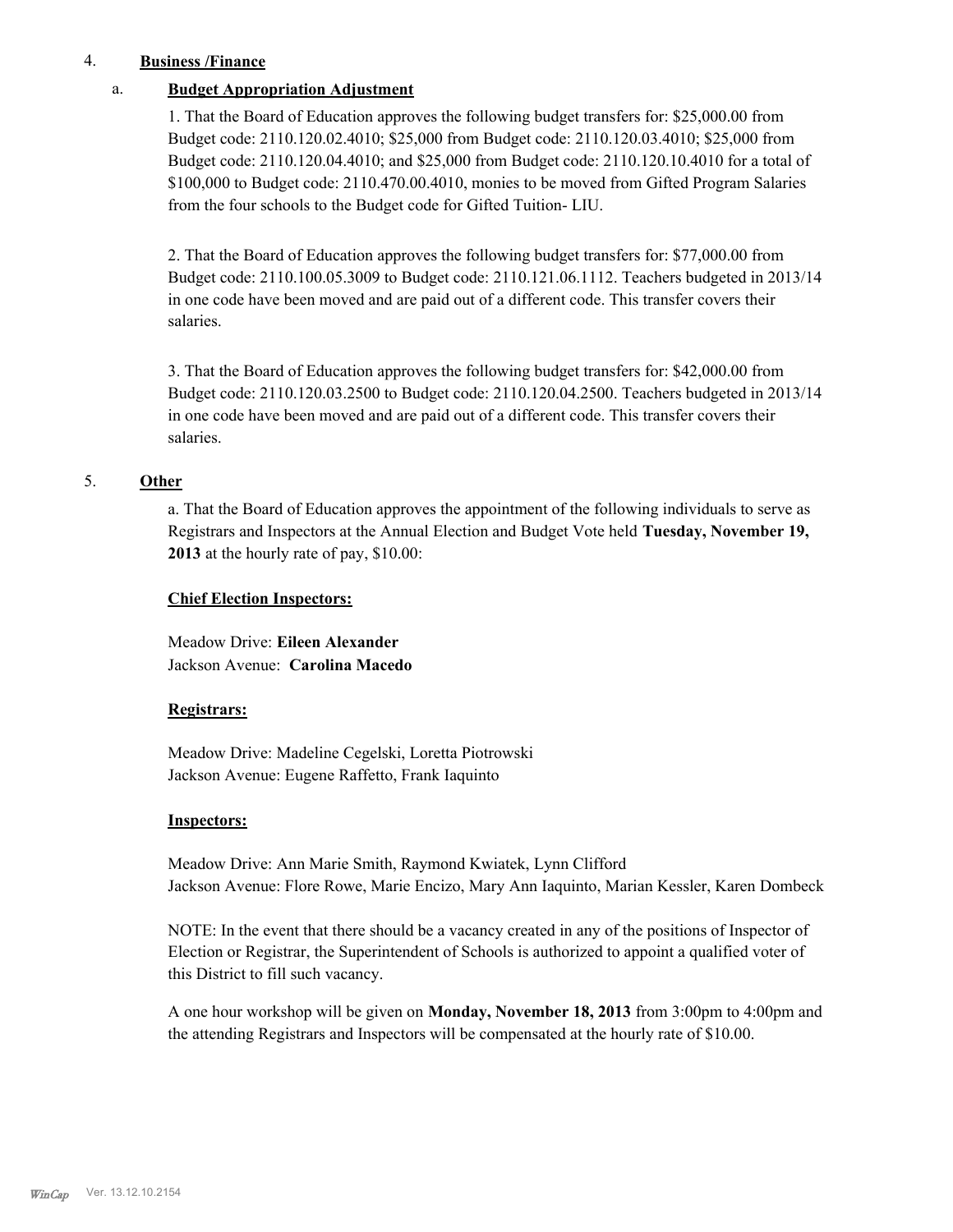4. **Business /Finance**

a. **Budget Appropriation Adjustment**

1. That the Board of Education approves the following budget transfers for: $25,000.00 from Budget code: 2110.120.02.4010; $25,000 from Budget code: 2110.120.03.4010; $25,000 from Budget code: 2110.120.04.4010; and $25,000 from Budget code: 2110.120.10.4010 for a total of $100,000 to Budget code: 2110.470.00.4010, monies to be moved from Gifted Program Salaries from the four schools to the Budget code for Gifted Tuition- LIU.

2. That the Board of Education approves the following budget transfers for: $77,000.00 from Budget code: 2110.100.05.3009 to Budget code: 2110.121.06.1112. Teachers budgeted in 2013/14 in one code have been moved and are paid out of a different code. This transfer covers their salaries.

3. That the Board of Education approves the following budget transfers for: $42,000.00 from Budget code: 2110.120.03.2500 to Budget code: 2110.120.04.2500. Teachers budgeted in 2013/14 in one code have been moved and are paid out of a different code. This transfer covers their salaries.

5. **Other**

a. That the Board of Education approves the appointment of the following individuals to serve as Registrars and Inspectors at the Annual Election and Budget Vote held **Tuesday, November 19, 2013** at the hourly rate of pay, $10.00:

**Chief Election Inspectors:**

Meadow Drive: **Eileen Alexander**
Jackson Avenue: **Carolina Macedo**

**Registrars:**

Meadow Drive: Madeline Cegelski, Loretta Piotrowski
Jackson Avenue: Eugene Raffetto, Frank Iaquinto

**Inspectors:**

Meadow Drive: Ann Marie Smith, Raymond Kwiatek, Lynn Clifford
Jackson Avenue: Flore Rowe, Marie Encizo, Mary Ann Iaquinto, Marian Kessler, Karen Dombeck

NOTE: In the event that there should be a vacancy created in any of the positions of Inspector of Election or Registrar, the Superintendent of Schools is authorized to appoint a qualified voter of this District to fill such vacancy.

A one hour workshop will be given on **Monday, November 18, 2013** from 3:00pm to 4:00pm and the attending Registrars and Inspectors will be compensated at the hourly rate of $10.00.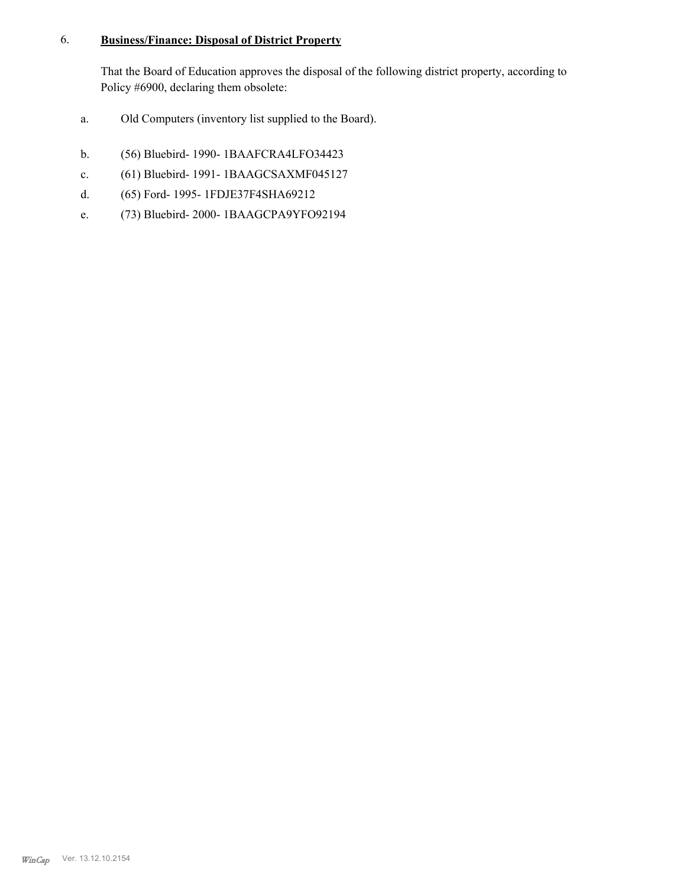6. **Business/Finance: Disposal of District Property**

That the Board of Education approves the disposal of the following district property, according to Policy #6900, declaring them obsolete:

a. Old Computers (inventory list supplied to the Board).

b. (56) Bluebird- 1990- 1BAAFCRA4LFO34423

c. (61) Bluebird- 1991- 1BAAGCSAXMF045127

d. (65) Ford- 1995- 1FDJE37F4SHA69212

e. (73) Bluebird- 2000- 1BAAGCPA9YFO92194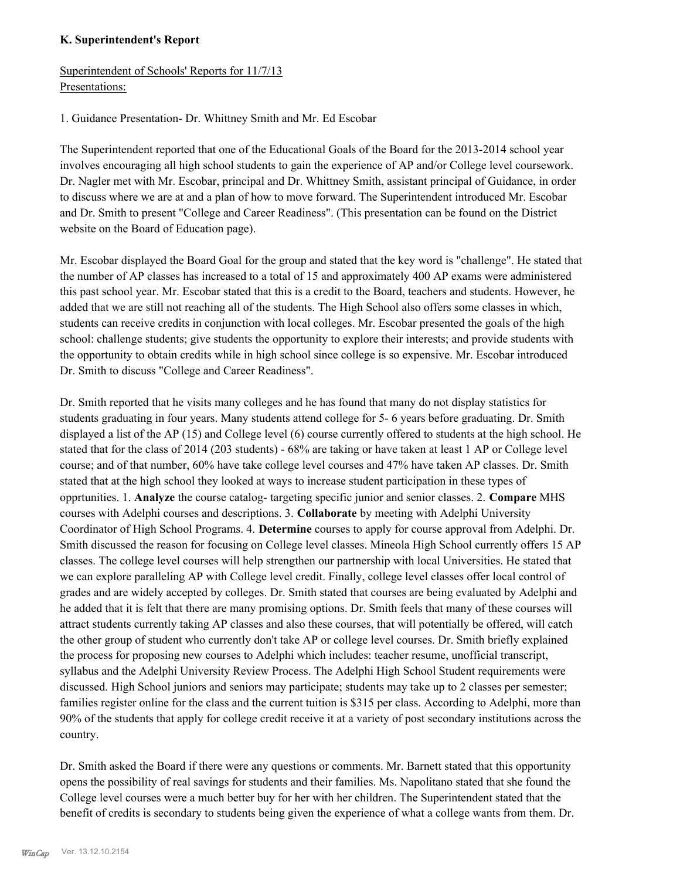**K. Superintendent's Report**

Superintendent of Schools' Reports for 11/7/13
Presentations:

1. Guidance Presentation- Dr. Whittney Smith and Mr. Ed Escobar

The Superintendent reported that one of the Educational Goals of the Board for the 2013-2014 school year involves encouraging all high school students to gain the experience of AP and/or College level coursework. Dr. Nagler met with Mr. Escobar, principal and Dr. Whittney Smith, assistant principal of Guidance, in order to discuss where we are at and a plan of how to move forward. The Superintendent introduced Mr. Escobar and Dr. Smith to present "College and Career Readiness". (This presentation can be found on the District website on the Board of Education page).

Mr. Escobar displayed the Board Goal for the group and stated that the key word is "challenge". He stated that the number of AP classes has increased to a total of 15 and approximately 400 AP exams were administered this past school year. Mr. Escobar stated that this is a credit to the Board, teachers and students. However, he added that we are still not reaching all of the students. The High School also offers some classes in which, students can receive credits in conjunction with local colleges. Mr. Escobar presented the goals of the high school: challenge students; give students the opportunity to explore their interests; and provide students with the opportunity to obtain credits while in high school since college is so expensive. Mr. Escobar introduced Dr. Smith to discuss "College and Career Readiness".

Dr. Smith reported that he visits many colleges and he has found that many do not display statistics for students graduating in four years. Many students attend college for 5- 6 years before graduating. Dr. Smith displayed a list of the AP (15) and College level (6) course currently offered to students at the high school. He stated that for the class of 2014 (203 students) - 68% are taking or have taken at least 1 AP or College level course; and of that number, 60% have take college level courses and 47% have taken AP classes. Dr. Smith stated that at the high school they looked at ways to increase student participation in these types of opprtunities. 1. **Analyze** the course catalog- targeting specific junior and senior classes. 2. **Compare** MHS courses with Adelphi courses and descriptions. 3. **Collaborate** by meeting with Adelphi University Coordinator of High School Programs. 4. **Determine** courses to apply for course approval from Adelphi. Dr. Smith discussed the reason for focusing on College level classes. Mineola High School currently offers 15 AP classes. The college level courses will help strengthen our partnership with local Universities. He stated that we can explore paralleling AP with College level credit. Finally, college level classes offer local control of grades and are widely accepted by colleges. Dr. Smith stated that courses are being evaluated by Adelphi and he added that it is felt that there are many promising options. Dr. Smith feels that many of these courses will attract students currently taking AP classes and also these courses, that will potentially be offered, will catch the other group of student who currently don't take AP or college level courses. Dr. Smith briefly explained the process for proposing new courses to Adelphi which includes: teacher resume, unofficial transcript, syllabus and the Adelphi University Review Process. The Adelphi High School Student requirements were discussed. High School juniors and seniors may participate; students may take up to 2 classes per semester; families register online for the class and the current tuition is $315 per class. According to Adelphi, more than 90% of the students that apply for college credit receive it at a variety of post secondary institutions across the country.

Dr. Smith asked the Board if there were any questions or comments. Mr. Barnett stated that this opportunity opens the possibility of real savings for students and their families. Ms. Napolitano stated that she found the College level courses were a much better buy for her with her children. The Superintendent stated that the benefit of credits is secondary to students being given the experience of what a college wants from them. Dr.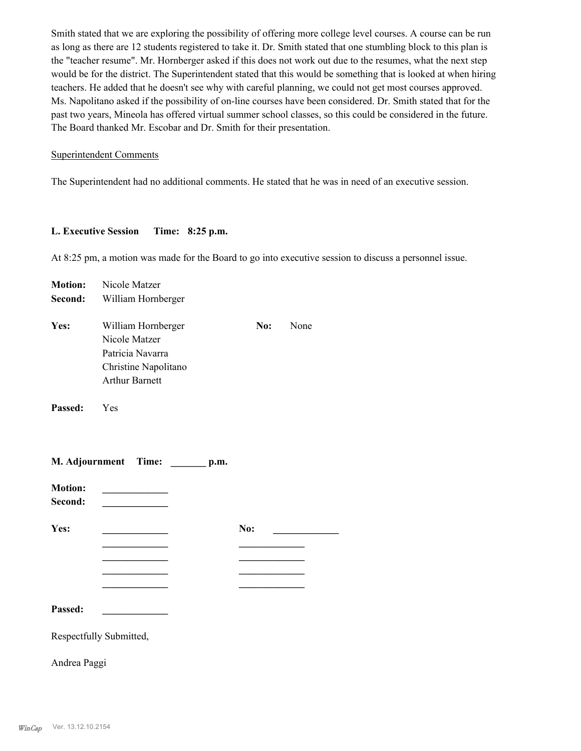Smith stated that we are exploring the possibility of offering more college level courses. A course can be run as long as there are 12 students registered to take it. Dr. Smith stated that one stumbling block to this plan is the "teacher resume". Mr. Hornberger asked if this does not work out due to the resumes, what the next step would be for the district. The Superintendent stated that this would be something that is looked at when hiring teachers. He added that he doesn't see why with careful planning, we could not get most courses approved. Ms. Napolitano asked if the possibility of on-line courses have been considered. Dr. Smith stated that for the past two years, Mineola has offered virtual summer school classes, so this could be considered in the future. The Board thanked Mr. Escobar and Dr. Smith for their presentation.

Superintendent Comments

The Superintendent had no additional comments. He stated that he was in need of an executive session.

**L. Executive Session Time: 8:25 p.m.**

At 8:25 pm, a motion was made for the Board to go into executive session to discuss a personnel issue.

**Motion:** Nicole Matzer
**Second:** William Hornberger

| | | | |
|---|---|---|---|
| **Yes:** | William Hornberger | **No:** | None |
| | Nicole Matzer | | |
| | Patricia Navarra | | |
| | Christine Napolitano | | |
| | Arthur Barnett | | |

**Passed:** Yes

**M. Adjournment Time: _______ p.m.**

**Motion:** _____________
**Second:** _____________

| | | | |
|---|---|---|---|
| **Yes:** | _____________ | **No:** | _____________ |
| | _____________ | | _____________ |
| | _____________ | | _____________ |
| | _____________ | | _____________ |
| | _____________ | | _____________ |

**Passed:** _____________

Respectfully Submitted,

Andrea Paggi